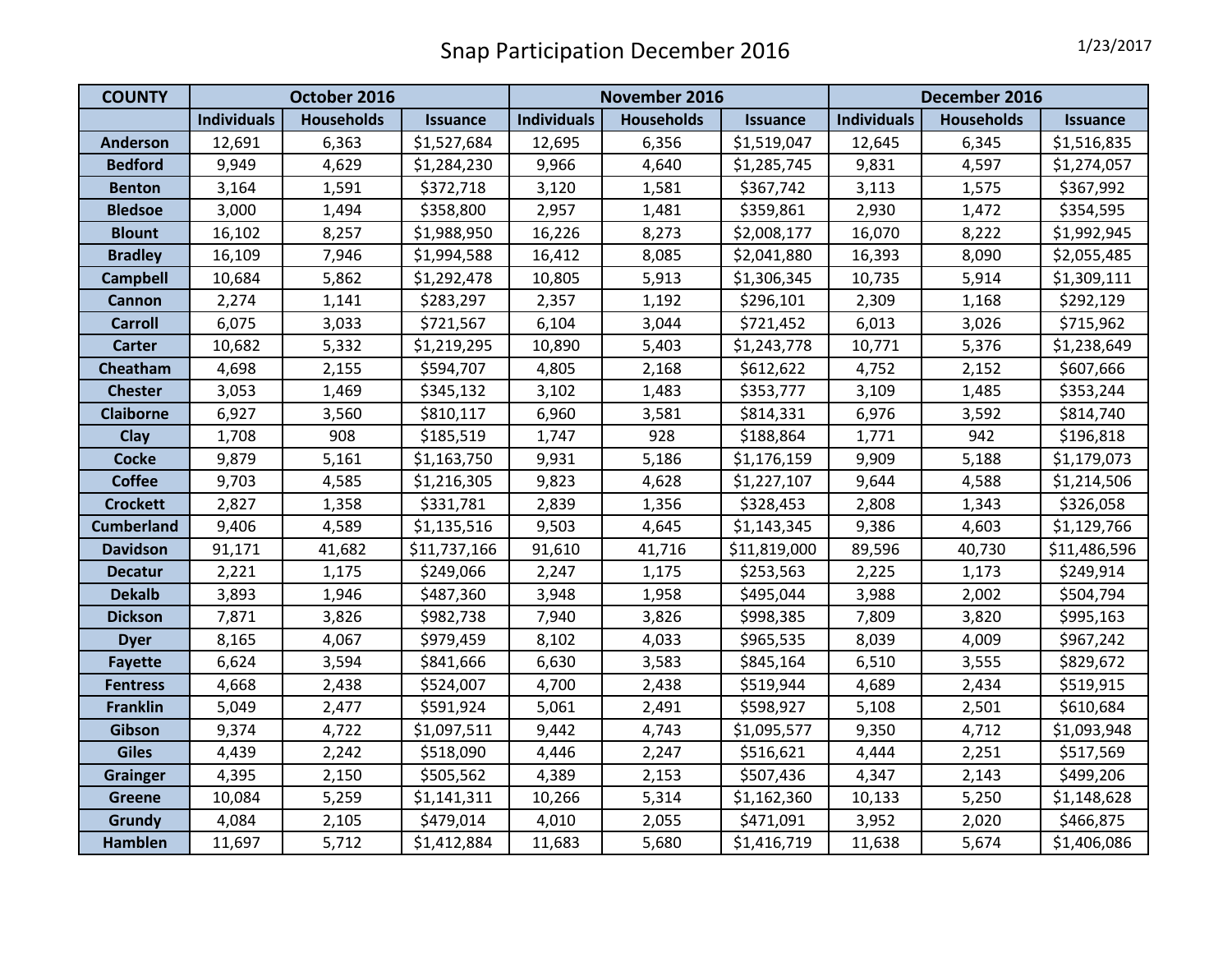# Snap Participation December 2016

1/23/2017

| COUNTY | October 2016 | | | November 2016 | | | December 2016 | | |
|---|---|---|---|---|---|---|---|---|---|
| | Individuals | Households | Issuance | Individuals | Households | Issuance | Individuals | Households | Issuance |
| Anderson | 12,691 | 6,363 | $1,527,684 | 12,695 | 6,356 | $1,519,047 | 12,645 | 6,345 | $1,516,835 |
| Bedford | 9,949 | 4,629 | $1,284,230 | 9,966 | 4,640 | $1,285,745 | 9,831 | 4,597 | $1,274,057 |
| Benton | 3,164 | 1,591 | $372,718 | 3,120 | 1,581 | $367,742 | 3,113 | 1,575 | $367,992 |
| Bledsoe | 3,000 | 1,494 | $358,800 | 2,957 | 1,481 | $359,861 | 2,930 | 1,472 | $354,595 |
| Blount | 16,102 | 8,257 | $1,988,950 | 16,226 | 8,273 | $2,008,177 | 16,070 | 8,222 | $1,992,945 |
| Bradley | 16,109 | 7,946 | $1,994,588 | 16,412 | 8,085 | $2,041,880 | 16,393 | 8,090 | $2,055,485 |
| Campbell | 10,684 | 5,862 | $1,292,478 | 10,805 | 5,913 | $1,306,345 | 10,735 | 5,914 | $1,309,111 |
| Cannon | 2,274 | 1,141 | $283,297 | 2,357 | 1,192 | $296,101 | 2,309 | 1,168 | $292,129 |
| Carroll | 6,075 | 3,033 | $721,567 | 6,104 | 3,044 | $721,452 | 6,013 | 3,026 | $715,962 |
| Carter | 10,682 | 5,332 | $1,219,295 | 10,890 | 5,403 | $1,243,778 | 10,771 | 5,376 | $1,238,649 |
| Cheatham | 4,698 | 2,155 | $594,707 | 4,805 | 2,168 | $612,622 | 4,752 | 2,152 | $607,666 |
| Chester | 3,053 | 1,469 | $345,132 | 3,102 | 1,483 | $353,777 | 3,109 | 1,485 | $353,244 |
| Claiborne | 6,927 | 3,560 | $810,117 | 6,960 | 3,581 | $814,331 | 6,976 | 3,592 | $814,740 |
| Clay | 1,708 | 908 | $185,519 | 1,747 | 928 | $188,864 | 1,771 | 942 | $196,818 |
| Cocke | 9,879 | 5,161 | $1,163,750 | 9,931 | 5,186 | $1,176,159 | 9,909 | 5,188 | $1,179,073 |
| Coffee | 9,703 | 4,585 | $1,216,305 | 9,823 | 4,628 | $1,227,107 | 9,644 | 4,588 | $1,214,506 |
| Crockett | 2,827 | 1,358 | $331,781 | 2,839 | 1,356 | $328,453 | 2,808 | 1,343 | $326,058 |
| Cumberland | 9,406 | 4,589 | $1,135,516 | 9,503 | 4,645 | $1,143,345 | 9,386 | 4,603 | $1,129,766 |
| Davidson | 91,171 | 41,682 | $11,737,166 | 91,610 | 41,716 | $11,819,000 | 89,596 | 40,730 | $11,486,596 |
| Decatur | 2,221 | 1,175 | $249,066 | 2,247 | 1,175 | $253,563 | 2,225 | 1,173 | $249,914 |
| Dekalb | 3,893 | 1,946 | $487,360 | 3,948 | 1,958 | $495,044 | 3,988 | 2,002 | $504,794 |
| Dickson | 7,871 | 3,826 | $982,738 | 7,940 | 3,826 | $998,385 | 7,809 | 3,820 | $995,163 |
| Dyer | 8,165 | 4,067 | $979,459 | 8,102 | 4,033 | $965,535 | 8,039 | 4,009 | $967,242 |
| Fayette | 6,624 | 3,594 | $841,666 | 6,630 | 3,583 | $845,164 | 6,510 | 3,555 | $829,672 |
| Fentress | 4,668 | 2,438 | $524,007 | 4,700 | 2,438 | $519,944 | 4,689 | 2,434 | $519,915 |
| Franklin | 5,049 | 2,477 | $591,924 | 5,061 | 2,491 | $598,927 | 5,108 | 2,501 | $610,684 |
| Gibson | 9,374 | 4,722 | $1,097,511 | 9,442 | 4,743 | $1,095,577 | 9,350 | 4,712 | $1,093,948 |
| Giles | 4,439 | 2,242 | $518,090 | 4,446 | 2,247 | $516,621 | 4,444 | 2,251 | $517,569 |
| Grainger | 4,395 | 2,150 | $505,562 | 4,389 | 2,153 | $507,436 | 4,347 | 2,143 | $499,206 |
| Greene | 10,084 | 5,259 | $1,141,311 | 10,266 | 5,314 | $1,162,360 | 10,133 | 5,250 | $1,148,628 |
| Grundy | 4,084 | 2,105 | $479,014 | 4,010 | 2,055 | $471,091 | 3,952 | 2,020 | $466,875 |
| Hamblen | 11,697 | 5,712 | $1,412,884 | 11,683 | 5,680 | $1,416,719 | 11,638 | 5,674 | $1,406,086 |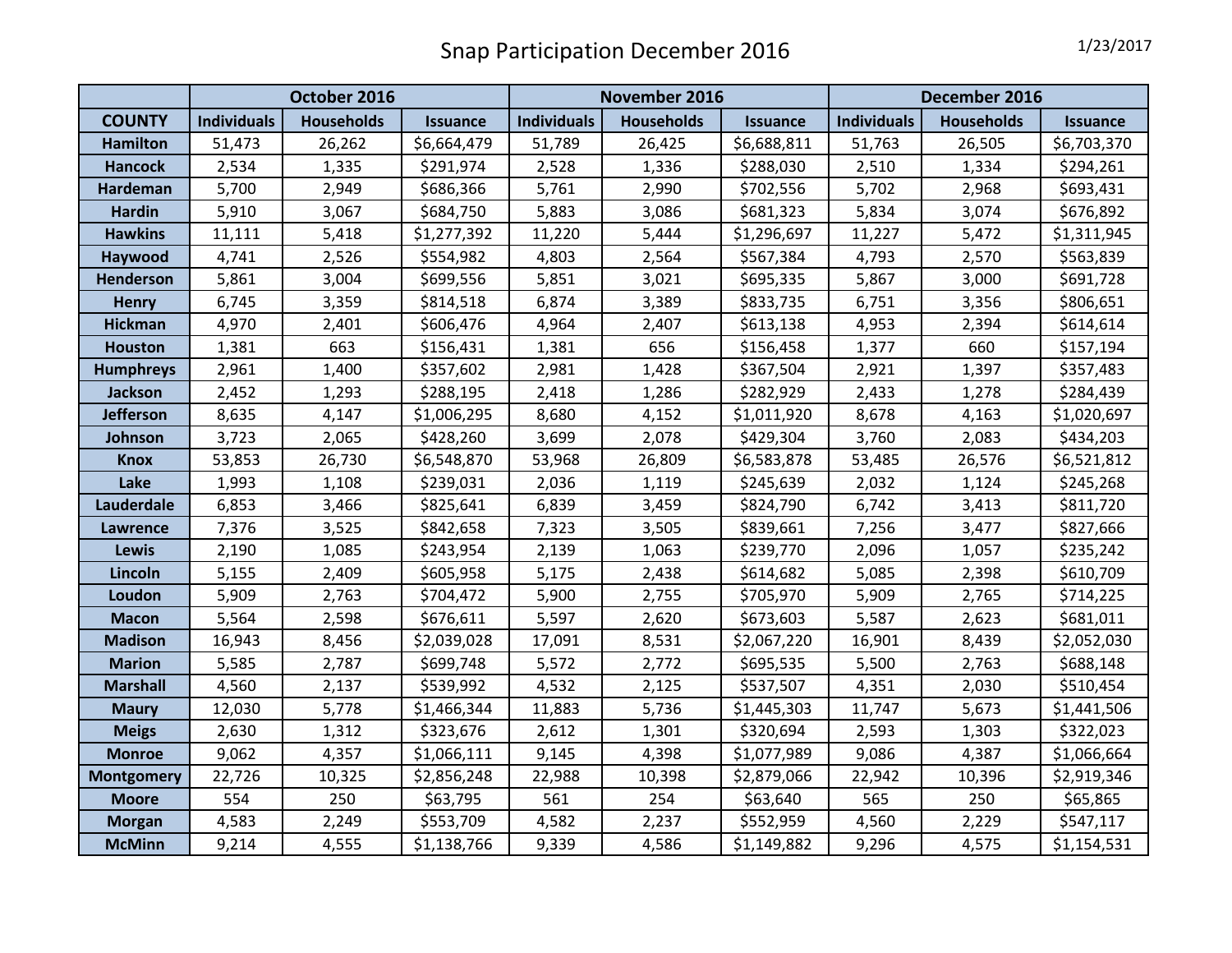# Snap Participation December 2016

1/23/2017

| | October 2016 | | | November 2016 | | | December 2016 | | |
|---|---|---|---|---|---|---|---|---|---|
| COUNTY | Individuals | Households | Issuance | Individuals | Households | Issuance | Individuals | Households | Issuance |
| Hamilton | 51,473 | 26,262 | $6,664,479 | 51,789 | 26,425 | $6,688,811 | 51,763 | 26,505 | $6,703,370 |
| Hancock | 2,534 | 1,335 | $291,974 | 2,528 | 1,336 | $288,030 | 2,510 | 1,334 | $294,261 |
| Hardeman | 5,700 | 2,949 | $686,366 | 5,761 | 2,990 | $702,556 | 5,702 | 2,968 | $693,431 |
| Hardin | 5,910 | 3,067 | $684,750 | 5,883 | 3,086 | $681,323 | 5,834 | 3,074 | $676,892 |
| Hawkins | 11,111 | 5,418 | $1,277,392 | 11,220 | 5,444 | $1,296,697 | 11,227 | 5,472 | $1,311,945 |
| Haywood | 4,741 | 2,526 | $554,982 | 4,803 | 2,564 | $567,384 | 4,793 | 2,570 | $563,839 |
| Henderson | 5,861 | 3,004 | $699,556 | 5,851 | 3,021 | $695,335 | 5,867 | 3,000 | $691,728 |
| Henry | 6,745 | 3,359 | $814,518 | 6,874 | 3,389 | $833,735 | 6,751 | 3,356 | $806,651 |
| Hickman | 4,970 | 2,401 | $606,476 | 4,964 | 2,407 | $613,138 | 4,953 | 2,394 | $614,614 |
| Houston | 1,381 | 663 | $156,431 | 1,381 | 656 | $156,458 | 1,377 | 660 | $157,194 |
| Humphreys | 2,961 | 1,400 | $357,602 | 2,981 | 1,428 | $367,504 | 2,921 | 1,397 | $357,483 |
| Jackson | 2,452 | 1,293 | $288,195 | 2,418 | 1,286 | $282,929 | 2,433 | 1,278 | $284,439 |
| Jefferson | 8,635 | 4,147 | $1,006,295 | 8,680 | 4,152 | $1,011,920 | 8,678 | 4,163 | $1,020,697 |
| Johnson | 3,723 | 2,065 | $428,260 | 3,699 | 2,078 | $429,304 | 3,760 | 2,083 | $434,203 |
| Knox | 53,853 | 26,730 | $6,548,870 | 53,968 | 26,809 | $6,583,878 | 53,485 | 26,576 | $6,521,812 |
| Lake | 1,993 | 1,108 | $239,031 | 2,036 | 1,119 | $245,639 | 2,032 | 1,124 | $245,268 |
| Lauderdale | 6,853 | 3,466 | $825,641 | 6,839 | 3,459 | $824,790 | 6,742 | 3,413 | $811,720 |
| Lawrence | 7,376 | 3,525 | $842,658 | 7,323 | 3,505 | $839,661 | 7,256 | 3,477 | $827,666 |
| Lewis | 2,190 | 1,085 | $243,954 | 2,139 | 1,063 | $239,770 | 2,096 | 1,057 | $235,242 |
| Lincoln | 5,155 | 2,409 | $605,958 | 5,175 | 2,438 | $614,682 | 5,085 | 2,398 | $610,709 |
| Loudon | 5,909 | 2,763 | $704,472 | 5,900 | 2,755 | $705,970 | 5,909 | 2,765 | $714,225 |
| Macon | 5,564 | 2,598 | $676,611 | 5,597 | 2,620 | $673,603 | 5,587 | 2,623 | $681,011 |
| Madison | 16,943 | 8,456 | $2,039,028 | 17,091 | 8,531 | $2,067,220 | 16,901 | 8,439 | $2,052,030 |
| Marion | 5,585 | 2,787 | $699,748 | 5,572 | 2,772 | $695,535 | 5,500 | 2,763 | $688,148 |
| Marshall | 4,560 | 2,137 | $539,992 | 4,532 | 2,125 | $537,507 | 4,351 | 2,030 | $510,454 |
| Maury | 12,030 | 5,778 | $1,466,344 | 11,883 | 5,736 | $1,445,303 | 11,747 | 5,673 | $1,441,506 |
| Meigs | 2,630 | 1,312 | $323,676 | 2,612 | 1,301 | $320,694 | 2,593 | 1,303 | $322,023 |
| Monroe | 9,062 | 4,357 | $1,066,111 | 9,145 | 4,398 | $1,077,989 | 9,086 | 4,387 | $1,066,664 |
| Montgomery | 22,726 | 10,325 | $2,856,248 | 22,988 | 10,398 | $2,879,066 | 22,942 | 10,396 | $2,919,346 |
| Moore | 554 | 250 | $63,795 | 561 | 254 | $63,640 | 565 | 250 | $65,865 |
| Morgan | 4,583 | 2,249 | $553,709 | 4,582 | 2,237 | $552,959 | 4,560 | 2,229 | $547,117 |
| McMinn | 9,214 | 4,555 | $1,138,766 | 9,339 | 4,586 | $1,149,882 | 9,296 | 4,575 | $1,154,531 |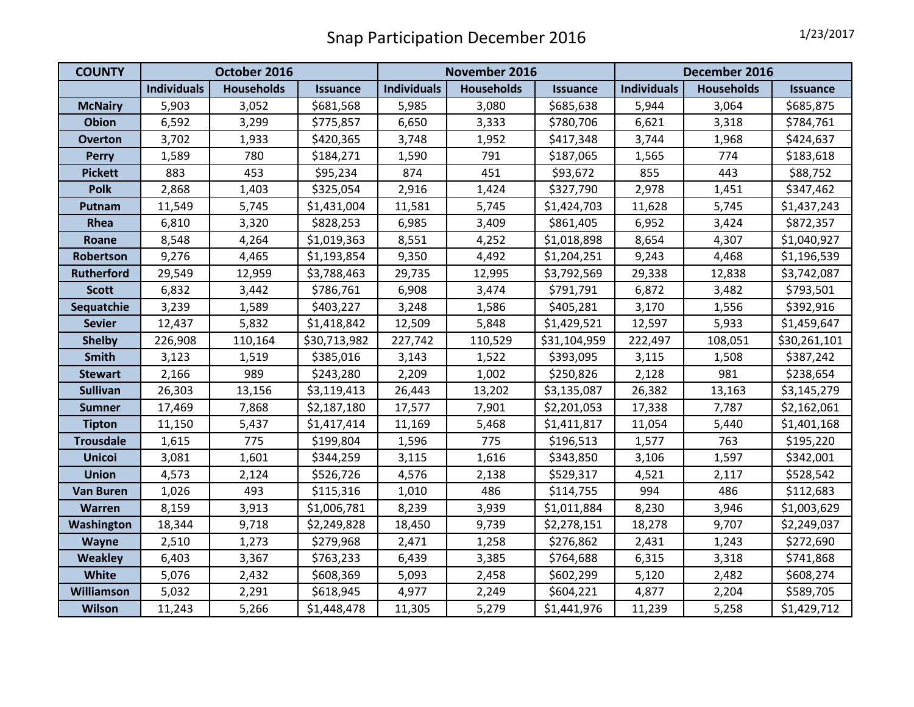# Snap Participation December 2016

1/23/2017

| COUNTY | October 2016 | | | November 2016 | | | December 2016 | | |
|---|---|---|---|---|---|---|---|---|---|
| | Individuals | Households | Issuance | Individuals | Households | Issuance | Individuals | Households | Issuance |
| McNairy | 5,903 | 3,052 | $681,568 | 5,985 | 3,080 | $685,638 | 5,944 | 3,064 | $685,875 |
| Obion | 6,592 | 3,299 | $775,857 | 6,650 | 3,333 | $780,706 | 6,621 | 3,318 | $784,761 |
| Overton | 3,702 | 1,933 | $420,365 | 3,748 | 1,952 | $417,348 | 3,744 | 1,968 | $424,637 |
| Perry | 1,589 | 780 | $184,271 | 1,590 | 791 | $187,065 | 1,565 | 774 | $183,618 |
| Pickett | 883 | 453 | $95,234 | 874 | 451 | $93,672 | 855 | 443 | $88,752 |
| Polk | 2,868 | 1,403 | $325,054 | 2,916 | 1,424 | $327,790 | 2,978 | 1,451 | $347,462 |
| Putnam | 11,549 | 5,745 | $1,431,004 | 11,581 | 5,745 | $1,424,703 | 11,628 | 5,745 | $1,437,243 |
| Rhea | 6,810 | 3,320 | $828,253 | 6,985 | 3,409 | $861,405 | 6,952 | 3,424 | $872,357 |
| Roane | 8,548 | 4,264 | $1,019,363 | 8,551 | 4,252 | $1,018,898 | 8,654 | 4,307 | $1,040,927 |
| Robertson | 9,276 | 4,465 | $1,193,854 | 9,350 | 4,492 | $1,204,251 | 9,243 | 4,468 | $1,196,539 |
| Rutherford | 29,549 | 12,959 | $3,788,463 | 29,735 | 12,995 | $3,792,569 | 29,338 | 12,838 | $3,742,087 |
| Scott | 6,832 | 3,442 | $786,761 | 6,908 | 3,474 | $791,791 | 6,872 | 3,482 | $793,501 |
| Sequatchie | 3,239 | 1,589 | $403,227 | 3,248 | 1,586 | $405,281 | 3,170 | 1,556 | $392,916 |
| Sevier | 12,437 | 5,832 | $1,418,842 | 12,509 | 5,848 | $1,429,521 | 12,597 | 5,933 | $1,459,647 |
| Shelby | 226,908 | 110,164 | $30,713,982 | 227,742 | 110,529 | $31,104,959 | 222,497 | 108,051 | $30,261,101 |
| Smith | 3,123 | 1,519 | $385,016 | 3,143 | 1,522 | $393,095 | 3,115 | 1,508 | $387,242 |
| Stewart | 2,166 | 989 | $243,280 | 2,209 | 1,002 | $250,826 | 2,128 | 981 | $238,654 |
| Sullivan | 26,303 | 13,156 | $3,119,413 | 26,443 | 13,202 | $3,135,087 | 26,382 | 13,163 | $3,145,279 |
| Sumner | 17,469 | 7,868 | $2,187,180 | 17,577 | 7,901 | $2,201,053 | 17,338 | 7,787 | $2,162,061 |
| Tipton | 11,150 | 5,437 | $1,417,414 | 11,169 | 5,468 | $1,411,817 | 11,054 | 5,440 | $1,401,168 |
| Trousdale | 1,615 | 775 | $199,804 | 1,596 | 775 | $196,513 | 1,577 | 763 | $195,220 |
| Unicoi | 3,081 | 1,601 | $344,259 | 3,115 | 1,616 | $343,850 | 3,106 | 1,597 | $342,001 |
| Union | 4,573 | 2,124 | $526,726 | 4,576 | 2,138 | $529,317 | 4,521 | 2,117 | $528,542 |
| Van Buren | 1,026 | 493 | $115,316 | 1,010 | 486 | $114,755 | 994 | 486 | $112,683 |
| Warren | 8,159 | 3,913 | $1,006,781 | 8,239 | 3,939 | $1,011,884 | 8,230 | 3,946 | $1,003,629 |
| Washington | 18,344 | 9,718 | $2,249,828 | 18,450 | 9,739 | $2,278,151 | 18,278 | 9,707 | $2,249,037 |
| Wayne | 2,510 | 1,273 | $279,968 | 2,471 | 1,258 | $276,862 | 2,431 | 1,243 | $272,690 |
| Weakley | 6,403 | 3,367 | $763,233 | 6,439 | 3,385 | $764,688 | 6,315 | 3,318 | $741,868 |
| White | 5,076 | 2,432 | $608,369 | 5,093 | 2,458 | $602,299 | 5,120 | 2,482 | $608,274 |
| Williamson | 5,032 | 2,291 | $618,945 | 4,977 | 2,249 | $604,221 | 4,877 | 2,204 | $589,705 |
| Wilson | 11,243 | 5,266 | $1,448,478 | 11,305 | 5,279 | $1,441,976 | 11,239 | 5,258 | $1,429,712 |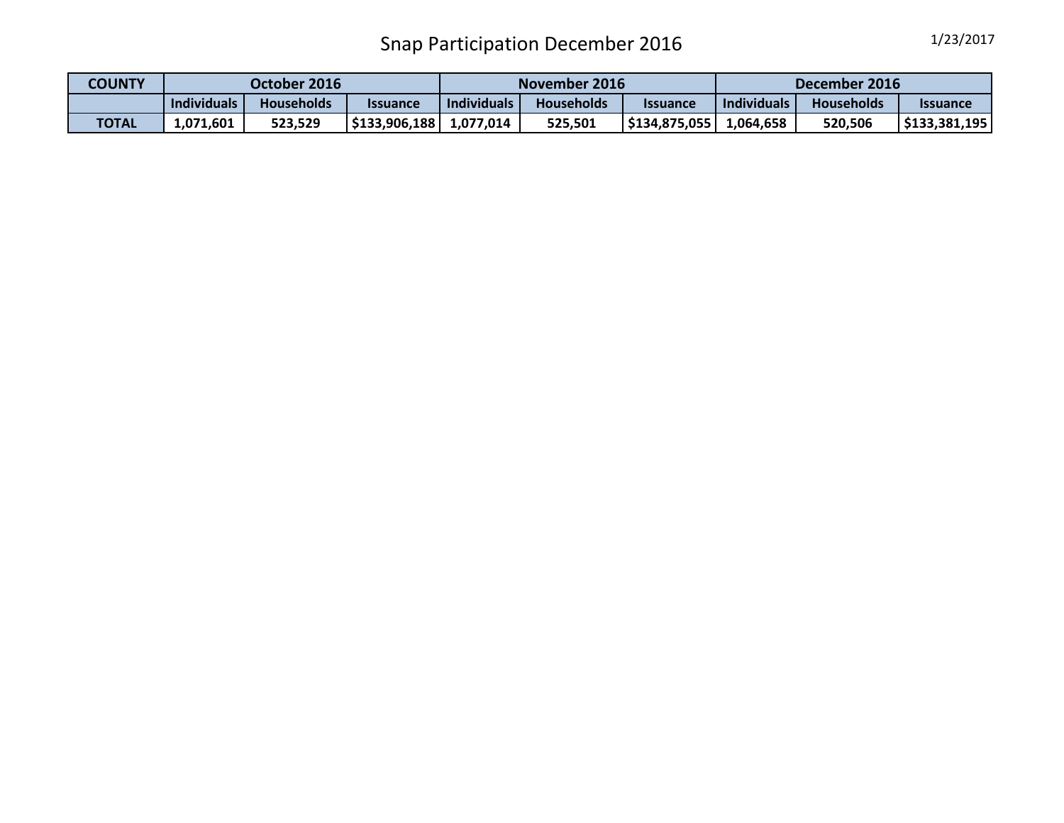# Snap Participation December 2016

1/23/2017

| COUNTY | October 2016 | | | November 2016 | | | December 2016 | | |
|---|---|---|---|---|---|---|---|---|---|
| | Individuals | Households | Issuance | Individuals | Households | Issuance | Individuals | Households | Issuance |
| **TOTAL** | **1,071,601** | **523,529** | **$133,906,188** | **1,077,014** | **525,501** | **$134,875,055** | **1,064,658** | **520,506** | **$133,381,195** |